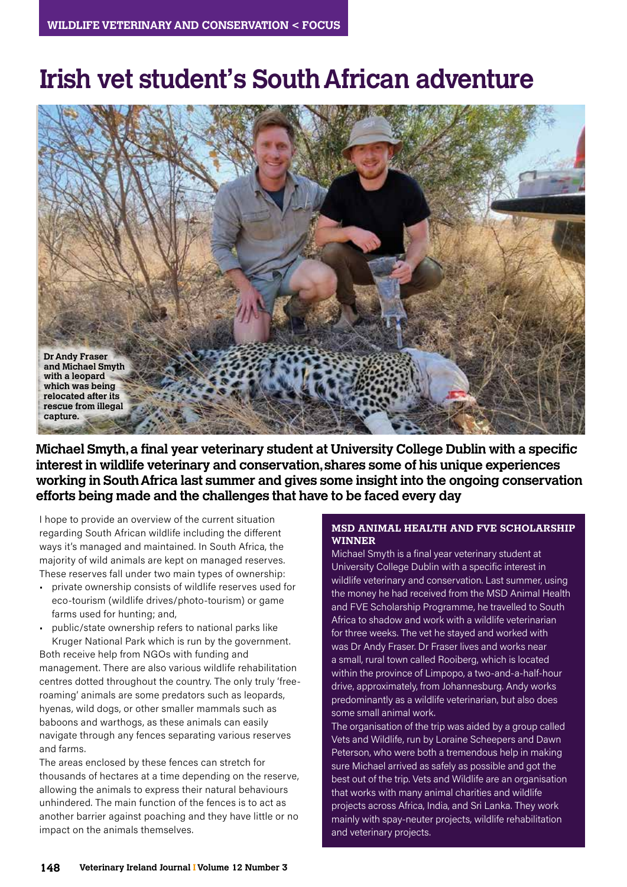# Irish vet student's South African adventure

Dr Andy Fraser and Michael Smyth with a leopard which was being relocated after its rescue from illegal capture.

**Michael Smyth, a final year veterinary student at University College Dublin with a specific interest in wildlife veterinary and conservation, shares some of his unique experiences working in South Africa last summer and gives some insight into the ongoing conservation efforts being made and the challenges that have to be faced every day**

I hope to provide an overview of the current situation regarding South African wildlife including the different ways it's managed and maintained. In South Africa, the majority of wild animals are kept on managed reserves. These reserves fall under two main types of ownership:

- private ownership consists of wildlife reserves used for eco-tourism (wildlife drives/photo-tourism) or game farms used for hunting; and,
- public/state ownership refers to national parks like Kruger National Park which is run by the government.

Both receive help from NGOs with funding and management. There are also various wildlife rehabilitation centres dotted throughout the country. The only truly 'free-roaming' animals are some predators such as leopards, hyenas, wild dogs, or other smaller mammals such as baboons and warthogs, as these animals can easily navigate through any fences separating various reserves and farms.

The areas enclosed by these fences can stretch for thousands of hectares at a time depending on the reserve, allowing the animals to express their natural behaviours unhindered. The main function of the fences is to act as another barrier against poaching and they have little or no impact on the animals themselves.

### MSD ANIMAL HEALTH AND FVE SCHOLARSHIP WINNER

Michael Smyth is a final year veterinary student at University College Dublin with a specific interest in wildlife veterinary and conservation. Last summer, using the money he had received from the MSD Animal Health and FVE Scholarship Programme, he travelled to South Africa to shadow and work with a wildlife veterinarian for three weeks. The vet he stayed and worked with was Dr Andy Fraser. Dr Fraser lives and works near a small, rural town called Rooiberg, which is located within the province of Limpopo, a two-and-a-half-hour drive, approximately, from Johannesburg. Andy works predominantly as a wildlife veterinarian, but also does some small animal work.

The organisation of the trip was aided by a group called Vets and Wildlife, run by Loraine Scheepers and Dawn Peterson, who were both a tremendous help in making sure Michael arrived as safely as possible and got the best out of the trip. Vets and Wildlife are an organisation that works with many animal charities and wildlife projects across Africa, India, and Sri Lanka. They work mainly with spay-neuter projects, wildlife rehabilitation and veterinary projects.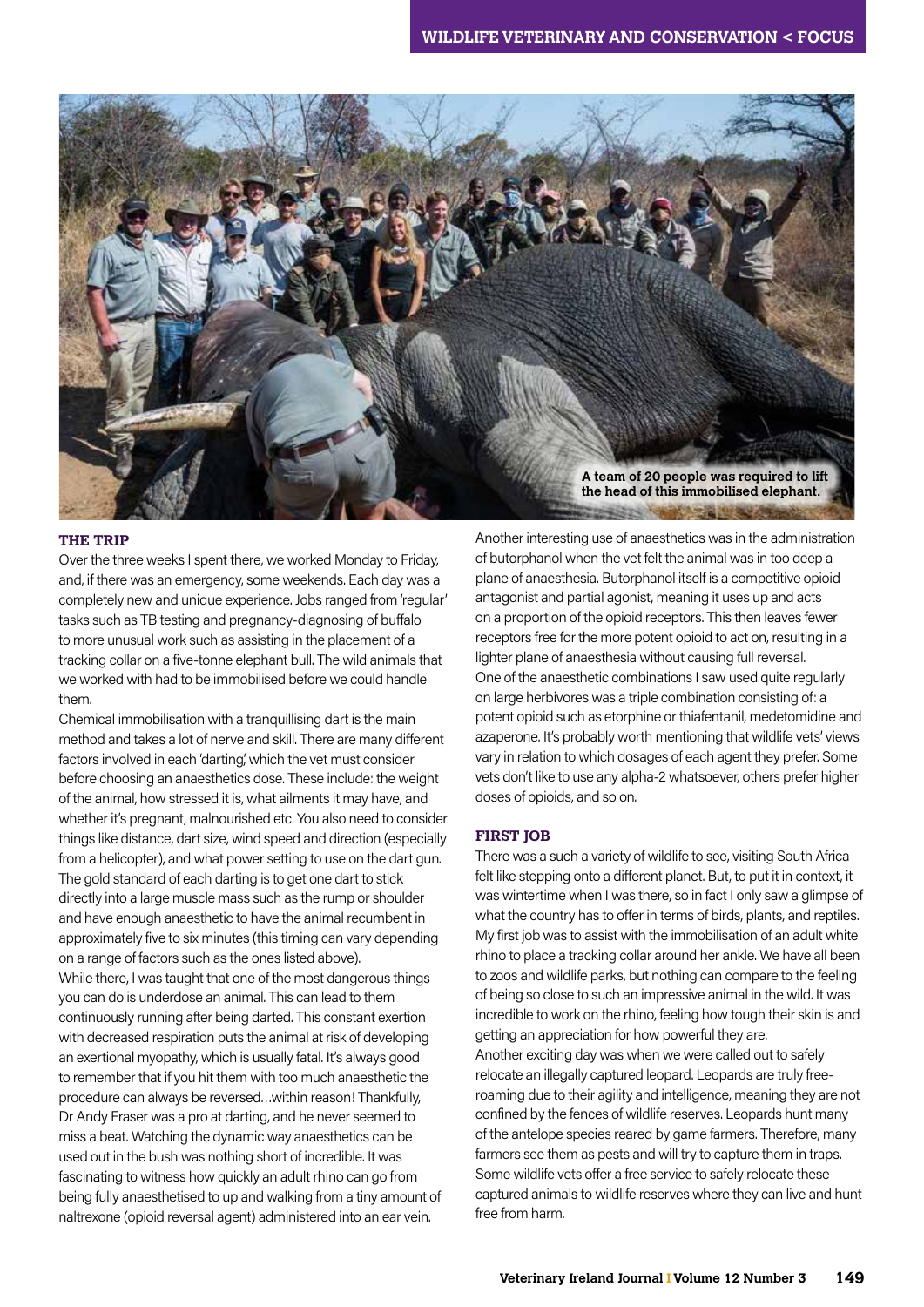A team of 20 people was required to lift the head of this immobilised elephant.

## THE TRIP

Over the three weeks I spent there, we worked Monday to Friday, and, if there was an emergency, some weekends. Each day was a completely new and unique experience. Jobs ranged from 'regular' tasks such as TB testing and pregnancy-diagnosing of buffalo to more unusual work such as assisting in the placement of a tracking collar on a five-tonne elephant bull. The wild animals that we worked with had to be immobilised before we could handle them.

Chemical immobilisation with a tranquillising dart is the main method and takes a lot of nerve and skill. There are many different factors involved in each 'darting', which the vet must consider before choosing an anaesthetics dose. These include: the weight of the animal, how stressed it is, what ailments it may have, and whether it's pregnant, malnourished etc. You also need to consider things like distance, dart size, wind speed and direction (especially from a helicopter), and what power setting to use on the dart gun. The gold standard of each darting is to get one dart to stick directly into a large muscle mass such as the rump or shoulder and have enough anaesthetic to have the animal recumbent in approximately five to six minutes (this timing can vary depending on a range of factors such as the ones listed above).

While there, I was taught that one of the most dangerous things you can do is underdose an animal. This can lead to them continuously running after being darted. This constant exertion with decreased respiration puts the animal at risk of developing an exertional myopathy, which is usually fatal. It's always good to remember that if you hit them with too much anaesthetic the procedure can always be reversed…within reason! Thankfully, Dr Andy Fraser was a pro at darting, and he never seemed to miss a beat. Watching the dynamic way anaesthetics can be used out in the bush was nothing short of incredible. It was fascinating to witness how quickly an adult rhino can go from being fully anaesthetised to up and walking from a tiny amount of naltrexone (opioid reversal agent) administered into an ear vein.

Another interesting use of anaesthetics was in the administration of butorphanol when the vet felt the animal was in too deep a plane of anaesthesia. Butorphanol itself is a competitive opioid antagonist and partial agonist, meaning it uses up and acts on a proportion of the opioid receptors. This then leaves fewer receptors free for the more potent opioid to act on, resulting in a lighter plane of anaesthesia without causing full reversal.

One of the anaesthetic combinations I saw used quite regularly on large herbivores was a triple combination consisting of: a potent opioid such as etorphine or thiafentanil, medetomidine and azaperone. It's probably worth mentioning that wildlife vets' views vary in relation to which dosages of each agent they prefer. Some vets don't like to use any alpha-2 whatsoever, others prefer higher doses of opioids, and so on.

## FIRST JOB

There was a such a variety of wildlife to see, visiting South Africa felt like stepping onto a different planet. But, to put it in context, it was wintertime when I was there, so in fact I only saw a glimpse of what the country has to offer in terms of birds, plants, and reptiles. My first job was to assist with the immobilisation of an adult white rhino to place a tracking collar around her ankle. We have all been to zoos and wildlife parks, but nothing can compare to the feeling of being so close to such an impressive animal in the wild. It was incredible to work on the rhino, feeling how tough their skin is and getting an appreciation for how powerful they are.

Another exciting day was when we were called out to safely relocate an illegally captured leopard. Leopards are truly free-roaming due to their agility and intelligence, meaning they are not confined by the fences of wildlife reserves. Leopards hunt many of the antelope species reared by game farmers. Therefore, many farmers see them as pests and will try to capture them in traps. Some wildlife vets offer a free service to safely relocate these captured animals to wildlife reserves where they can live and hunt free from harm.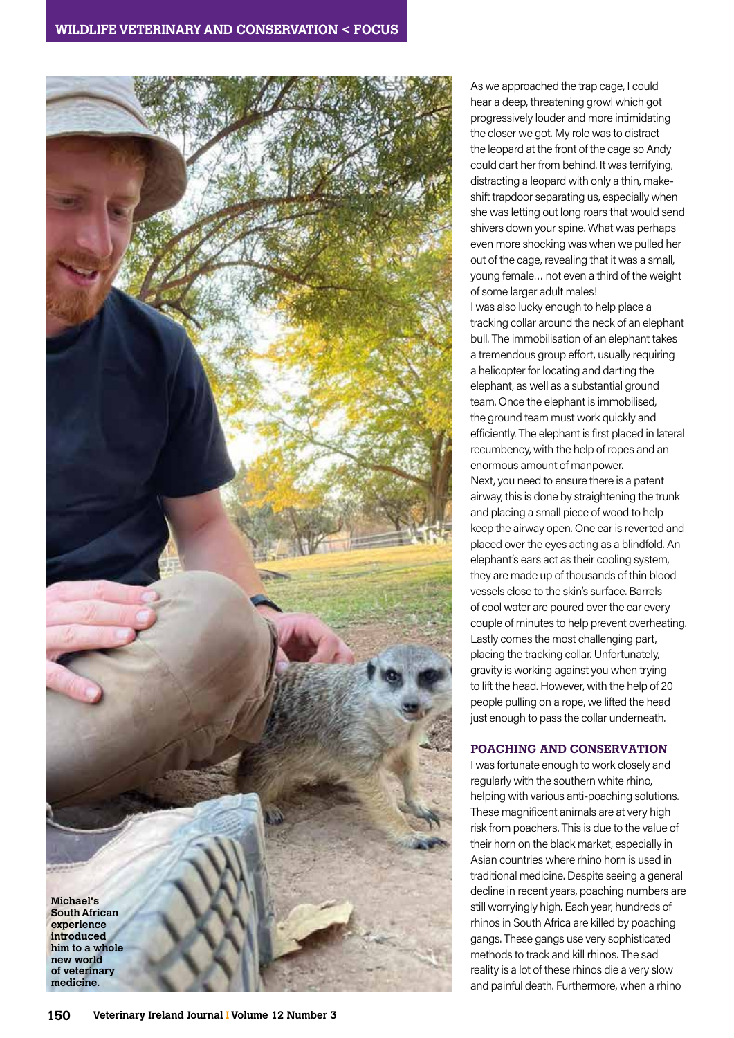Michael's South African experience introduced him to a whole new world of veterinary medicine.

As we approached the trap cage, I could hear a deep, threatening growl which got progressively louder and more intimidating the closer we got. My role was to distract the leopard at the front of the cage so Andy could dart her from behind. It was terrifying, distracting a leopard with only a thin, make-shift trapdoor separating us, especially when she was letting out long roars that would send shivers down your spine. What was perhaps even more shocking was when we pulled her out of the cage, revealing that it was a small, young female… not even a third of the weight of some larger adult males!

I was also lucky enough to help place a tracking collar around the neck of an elephant bull. The immobilisation of an elephant takes a tremendous group effort, usually requiring a helicopter for locating and darting the elephant, as well as a substantial ground team. Once the elephant is immobilised, the ground team must work quickly and efficiently. The elephant is first placed in lateral recumbency, with the help of ropes and an enormous amount of manpower.

Next, you need to ensure there is a patent airway, this is done by straightening the trunk and placing a small piece of wood to help keep the airway open. One ear is reverted and placed over the eyes acting as a blindfold. An elephant's ears act as their cooling system, they are made up of thousands of thin blood vessels close to the skin's surface. Barrels of cool water are poured over the ear every couple of minutes to help prevent overheating. Lastly comes the most challenging part, placing the tracking collar. Unfortunately, gravity is working against you when trying to lift the head. However, with the help of 20 people pulling on a rope, we lifted the head just enough to pass the collar underneath.

## POACHING AND CONSERVATION

I was fortunate enough to work closely and regularly with the southern white rhino, helping with various anti-poaching solutions. These magnificent animals are at very high risk from poachers. This is due to the value of their horn on the black market, especially in Asian countries where rhino horn is used in traditional medicine. Despite seeing a general decline in recent years, poaching numbers are still worryingly high. Each year, hundreds of rhinos in South Africa are killed by poaching gangs. These gangs use very sophisticated methods to track and kill rhinos. The sad reality is a lot of these rhinos die a very slow and painful death. Furthermore, when a rhino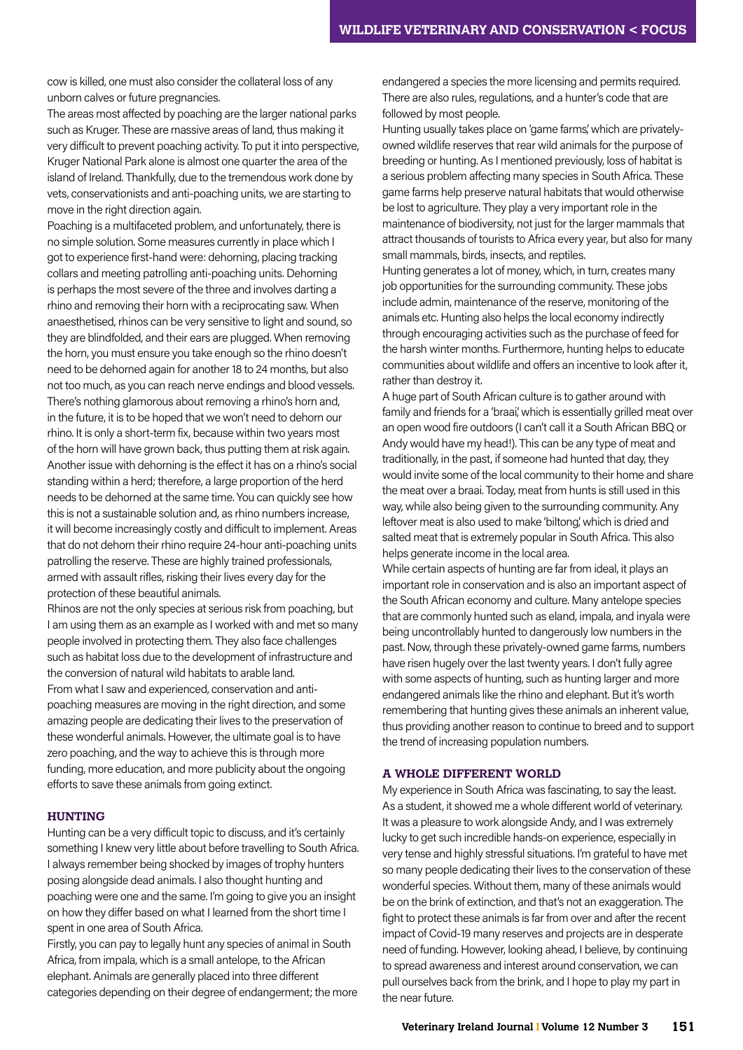cow is killed, one must also consider the collateral loss of any unborn calves or future pregnancies.

The areas most affected by poaching are the larger national parks such as Kruger. These are massive areas of land, thus making it very difficult to prevent poaching activity. To put it into perspective, Kruger National Park alone is almost one quarter the area of the island of Ireland. Thankfully, due to the tremendous work done by vets, conservationists and anti-poaching units, we are starting to move in the right direction again.

Poaching is a multifaceted problem, and unfortunately, there is no simple solution. Some measures currently in place which I got to experience first-hand were: dehorning, placing tracking collars and meeting patrolling anti-poaching units. Dehorning is perhaps the most severe of the three and involves darting a rhino and removing their horn with a reciprocating saw. When anaesthetised, rhinos can be very sensitive to light and sound, so they are blindfolded, and their ears are plugged. When removing the horn, you must ensure you take enough so the rhino doesn't need to be dehorned again for another 18 to 24 months, but also not too much, as you can reach nerve endings and blood vessels. There's nothing glamorous about removing a rhino's horn and, in the future, it is to be hoped that we won't need to dehorn our rhino. It is only a short-term fix, because within two years most of the horn will have grown back, thus putting them at risk again. Another issue with dehorning is the effect it has on a rhino's social standing within a herd; therefore, a large proportion of the herd needs to be dehorned at the same time. You can quickly see how this is not a sustainable solution and, as rhino numbers increase, it will become increasingly costly and difficult to implement. Areas that do not dehorn their rhino require 24-hour anti-poaching units patrolling the reserve. These are highly trained professionals, armed with assault rifles, risking their lives every day for the protection of these beautiful animals.

Rhinos are not the only species at serious risk from poaching, but I am using them as an example as I worked with and met so many people involved in protecting them. They also face challenges such as habitat loss due to the development of infrastructure and the conversion of natural wild habitats to arable land.

From what I saw and experienced, conservation and anti-poaching measures are moving in the right direction, and some amazing people are dedicating their lives to the preservation of these wonderful animals. However, the ultimate goal is to have zero poaching, and the way to achieve this is through more funding, more education, and more publicity about the ongoing efforts to save these animals from going extinct.

## HUNTING

Hunting can be a very difficult topic to discuss, and it's certainly something I knew very little about before travelling to South Africa. I always remember being shocked by images of trophy hunters posing alongside dead animals. I also thought hunting and poaching were one and the same. I'm going to give you an insight on how they differ based on what I learned from the short time I spent in one area of South Africa.

Firstly, you can pay to legally hunt any species of animal in South Africa, from impala, which is a small antelope, to the African elephant. Animals are generally placed into three different categories depending on their degree of endangerment; the more endangered a species the more licensing and permits required. There are also rules, regulations, and a hunter's code that are followed by most people.

Hunting usually takes place on 'game farms', which are privately-owned wildlife reserves that rear wild animals for the purpose of breeding or hunting. As I mentioned previously, loss of habitat is a serious problem affecting many species in South Africa. These game farms help preserve natural habitats that would otherwise be lost to agriculture. They play a very important role in the maintenance of biodiversity, not just for the larger mammals that attract thousands of tourists to Africa every year, but also for many small mammals, birds, insects, and reptiles.

Hunting generates a lot of money, which, in turn, creates many job opportunities for the surrounding community. These jobs include admin, maintenance of the reserve, monitoring of the animals etc. Hunting also helps the local economy indirectly through encouraging activities such as the purchase of feed for the harsh winter months. Furthermore, hunting helps to educate communities about wildlife and offers an incentive to look after it, rather than destroy it.

A huge part of South African culture is to gather around with family and friends for a 'braai', which is essentially grilled meat over an open wood fire outdoors (I can't call it a South African BBQ or Andy would have my head!). This can be any type of meat and traditionally, in the past, if someone had hunted that day, they would invite some of the local community to their home and share the meat over a braai. Today, meat from hunts is still used in this way, while also being given to the surrounding community. Any leftover meat is also used to make 'biltong', which is dried and salted meat that is extremely popular in South Africa. This also helps generate income in the local area.

While certain aspects of hunting are far from ideal, it plays an important role in conservation and is also an important aspect of the South African economy and culture. Many antelope species that are commonly hunted such as eland, impala, and inyala were being uncontrollably hunted to dangerously low numbers in the past. Now, through these privately-owned game farms, numbers have risen hugely over the last twenty years. I don't fully agree with some aspects of hunting, such as hunting larger and more endangered animals like the rhino and elephant. But it's worth remembering that hunting gives these animals an inherent value, thus providing another reason to continue to breed and to support the trend of increasing population numbers.

## A WHOLE DIFFERENT WORLD

My experience in South Africa was fascinating, to say the least. As a student, it showed me a whole different world of veterinary. It was a pleasure to work alongside Andy, and I was extremely lucky to get such incredible hands-on experience, especially in very tense and highly stressful situations. I'm grateful to have met so many people dedicating their lives to the conservation of these wonderful species. Without them, many of these animals would be on the brink of extinction, and that's not an exaggeration. The fight to protect these animals is far from over and after the recent impact of Covid-19 many reserves and projects are in desperate need of funding. However, looking ahead, I believe, by continuing to spread awareness and interest around conservation, we can pull ourselves back from the brink, and I hope to play my part in the near future.